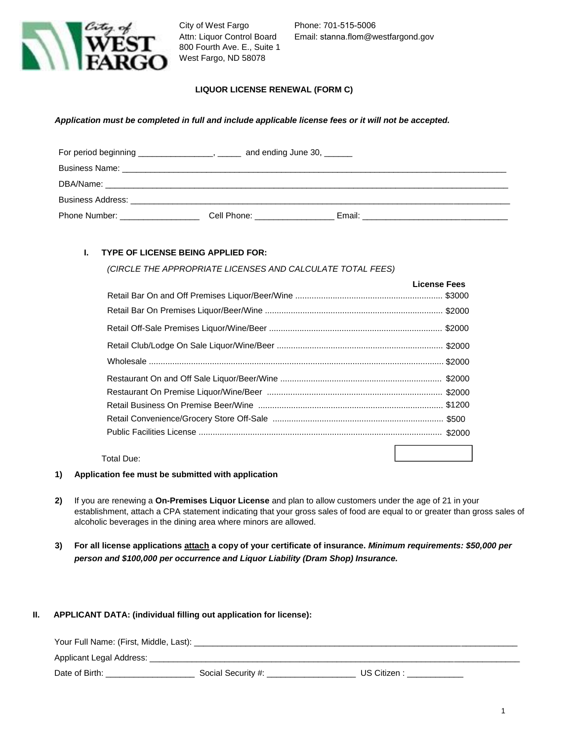City of West Fargo
Attn: Liquor Control Board
800 Fourth Ave. E., Suite 1
West Fargo, ND 58078

Phone: 701-515-5006
Email: stanna.flom@westfargond.gov

## LIQUOR LICENSE RENEWAL (FORM C)

***Application must be completed in full and include applicable license fees or it will not be accepted.***

For period beginning ________________, _____ and ending June 30, ______

Business Name: ______________________________________________________________________________________

DBA/Name: __________________________________________________________________________________________

Business Address: ____________________________________________________________________________________

Phone Number: _________________ Cell Phone: _________________ Email: _______________________________

### I. TYPE OF LICENSE BEING APPLIED FOR:

*(CIRCLE THE APPROPRIATE LICENSES AND CALCULATE TOTAL FEES)*

| | **License Fees** |
|---|---|
| Retail Bar On and Off Premises Liquor/Beer/Wine | $3000 |
| Retail Bar On Premises Liquor/Beer/Wine | $2000 |
| Retail Off-Sale Premises Liquor/Wine/Beer | $2000 |
| Retail Club/Lodge On Sale Liquor/Wine/Beer | $2000 |
| Wholesale | $2000 |
| Restaurant On and Off Sale Liquor/Beer/Wine | $2000 |
| Restaurant On Premise Liquor/Wine/Beer | $2000 |
| Retail Business On Premise Beer/Wine | $1200 |
| Retail Convenience/Grocery Store Off-Sale | $500 |
| Public Facilities License | $2000 |
| Total Due: | |

1) **Application fee must be submitted with application**

2) If you are renewing a **On-Premises Liquor License** and plan to allow customers under the age of 21 in your establishment, attach a CPA statement indicating that your gross sales of food are equal to or greater than gross sales of alcoholic beverages in the dining area where minors are allowed.

3) **For all license applications <u>attach</u> a copy of your certificate of insurance. *Minimum requirements: $50,000 per person and $100,000 per occurrence and Liquor Liability (Dram Shop) Insurance.***

### II. APPLICANT DATA: (individual filling out application for license):

Your Full Name: (First, Middle, Last): ___________________________________________________________________

Applicant Legal Address: _______________________________________________________________________________

Date of Birth: ___________________ Social Security #: ___________________ US Citizen : ____________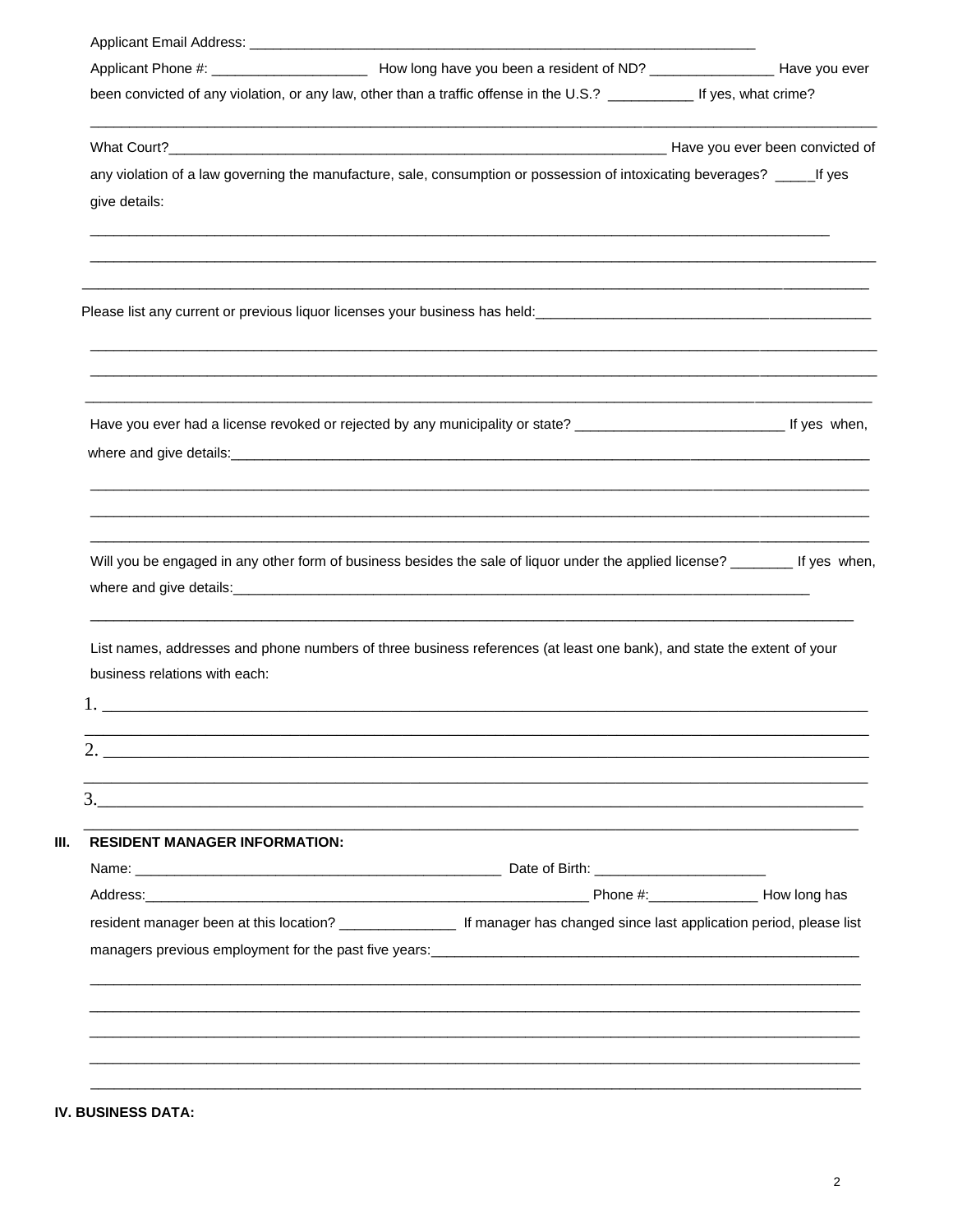Applicant Email Address: ___________________________________________________________________

Applicant Phone #: ____________________ How long have you been a resident of ND? ________________ Have you ever been convicted of any violation, or any law, other than a traffic offense in the U.S.? ___________ If yes, what crime?

_____________________________________________________________________________________________________

What Court?_____________________________________________________________________ Have you ever been convicted of any violation of a law governing the manufacture, sale, consumption or possession of intoxicating beverages? _____If yes give details:

_____________________________________________________________________________________________________

_____________________________________________________________________________________________________

_____________________________________________________________________________________________________

Please list any current or previous liquor licenses your business has held:_____________________________________________

_____________________________________________________________________________________________________

_____________________________________________________________________________________________________

_____________________________________________________________________________________________________

Have you ever had a license revoked or rejected by any municipality or state? ___________________________ If yes when, where and give details:_______________________________________________________________________________

_____________________________________________________________________________________________________

_____________________________________________________________________________________________________

_____________________________________________________________________________________________________

Will you be engaged in any other form of business besides the sale of liquor under the applied license? ________ If yes when, where and give details:_______________________________________________________________________________

_____________________________________________________________________________________________________

List names, addresses and phone numbers of three business references (at least one bank), and state the extent of your business relations with each:

1. _____________________________________________________________________________________________

_____________________________________________________________________________________________________

2. _____________________________________________________________________________________________

_____________________________________________________________________________________________________

3. _____________________________________________________________________________________________

_____________________________________________________________________________________________________

## III. RESIDENT MANAGER INFORMATION:

Name: ________________________________________________ Date of Birth: ______________________

Address:_____________________________________________________________ Phone #:______________ How long has resident manager been at this location? _______________ If manager has changed since last application period, please list managers previous employment for the past five years:_________________________________________________________

_____________________________________________________________________________________________________

_____________________________________________________________________________________________________

_____________________________________________________________________________________________________

_____________________________________________________________________________________________________

_____________________________________________________________________________________________________

## IV. BUSINESS DATA: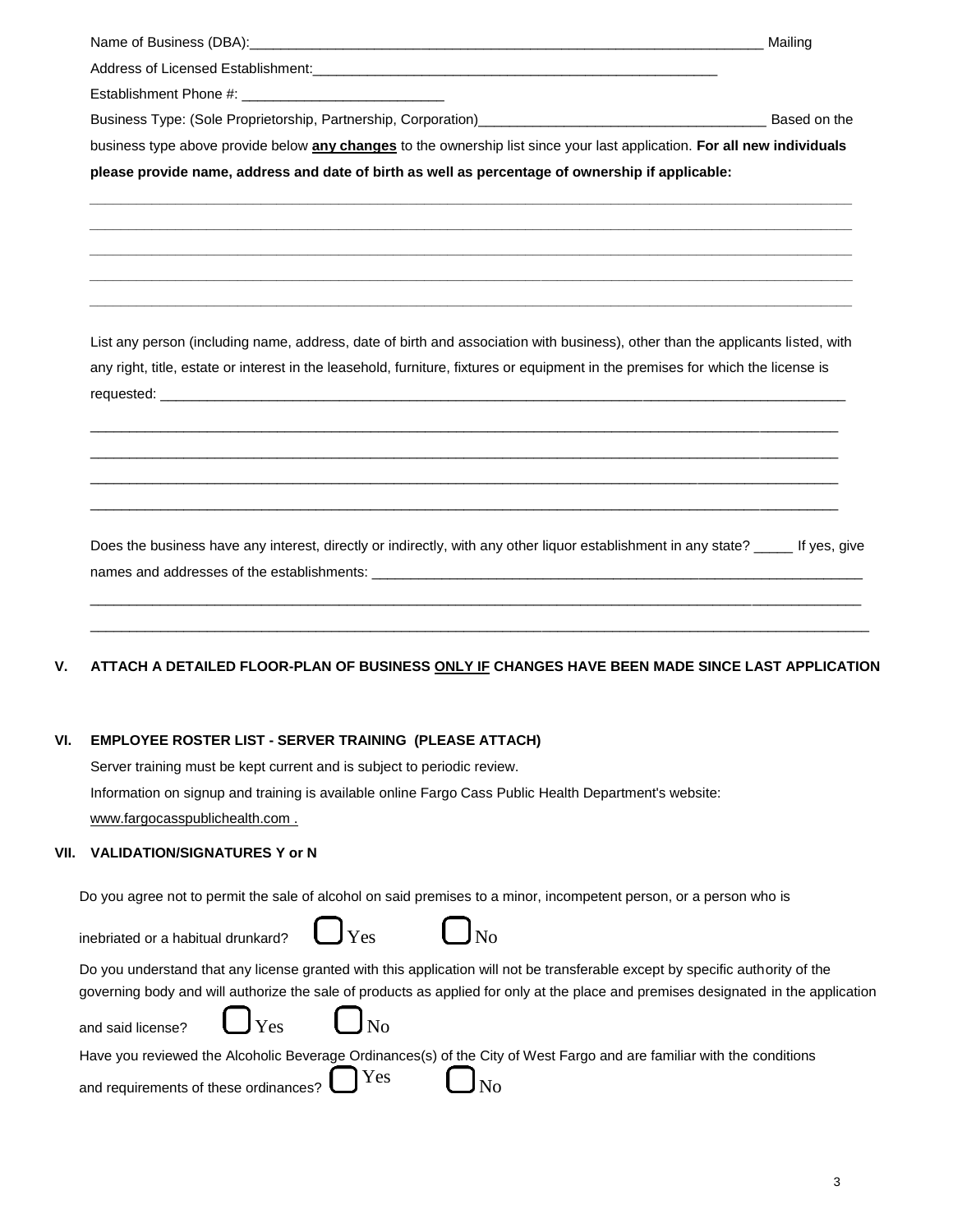Name of Business (DBA):_____________________________________________________________________ Mailing

Address of Licensed Establishment:______________________________________________________

Establishment Phone #: ___________________________

Business Type: (Sole Proprietorship, Partnership, Corporation)______________________________________ Based on the business type above provide below **any changes** to the ownership list since your last application. **For all new individuals please provide name, address and date of birth as well as percentage of ownership if applicable:**

_____________________________________________________________________________________________________

_____________________________________________________________________________________________________

_____________________________________________________________________________________________________

_____________________________________________________________________________________________________

_____________________________________________________________________________________________________

List any person (including name, address, date of birth and association with business), other than the applicants listed, with any right, title, estate or interest in the leasehold, furniture, fixtures or equipment in the premises for which the license is requested: ___________________________________________________________________________________________

_____________________________________________________________________________________________________

_____________________________________________________________________________________________________

_____________________________________________________________________________________________________

_____________________________________________________________________________________________________

Does the business have any interest, directly or indirectly, with any other liquor establishment in any state? _____ If yes, give names and addresses of the establishments: ___________________________________________________________________

_____________________________________________________________________________________________________

_____________________________________________________________________________________________________

## V. ATTACH A DETAILED FLOOR-PLAN OF BUSINESS ONLY IF CHANGES HAVE BEEN MADE SINCE LAST APPLICATION

## VI. EMPLOYEE ROSTER LIST - SERVER TRAINING (PLEASE ATTACH)

Server training must be kept current and is subject to periodic review.

Information on signup and training is available online Fargo Cass Public Health Department's website: www.fargocasspublichealth.com .

## VII. VALIDATION/SIGNATURES Y or N

Do you agree not to permit the sale of alcohol on said premises to a minor, incompetent person, or a person who is inebriated or a habitual drunkard? ☐ Yes ☐ No

Do you understand that any license granted with this application will not be transferable except by specific authority of the governing body and will authorize the sale of products as applied for only at the place and premises designated in the application and said license? ☐ Yes ☐ No

Have you reviewed the Alcoholic Beverage Ordinances(s) of the City of West Fargo and are familiar with the conditions and requirements of these ordinances? ☐ Yes ☐ No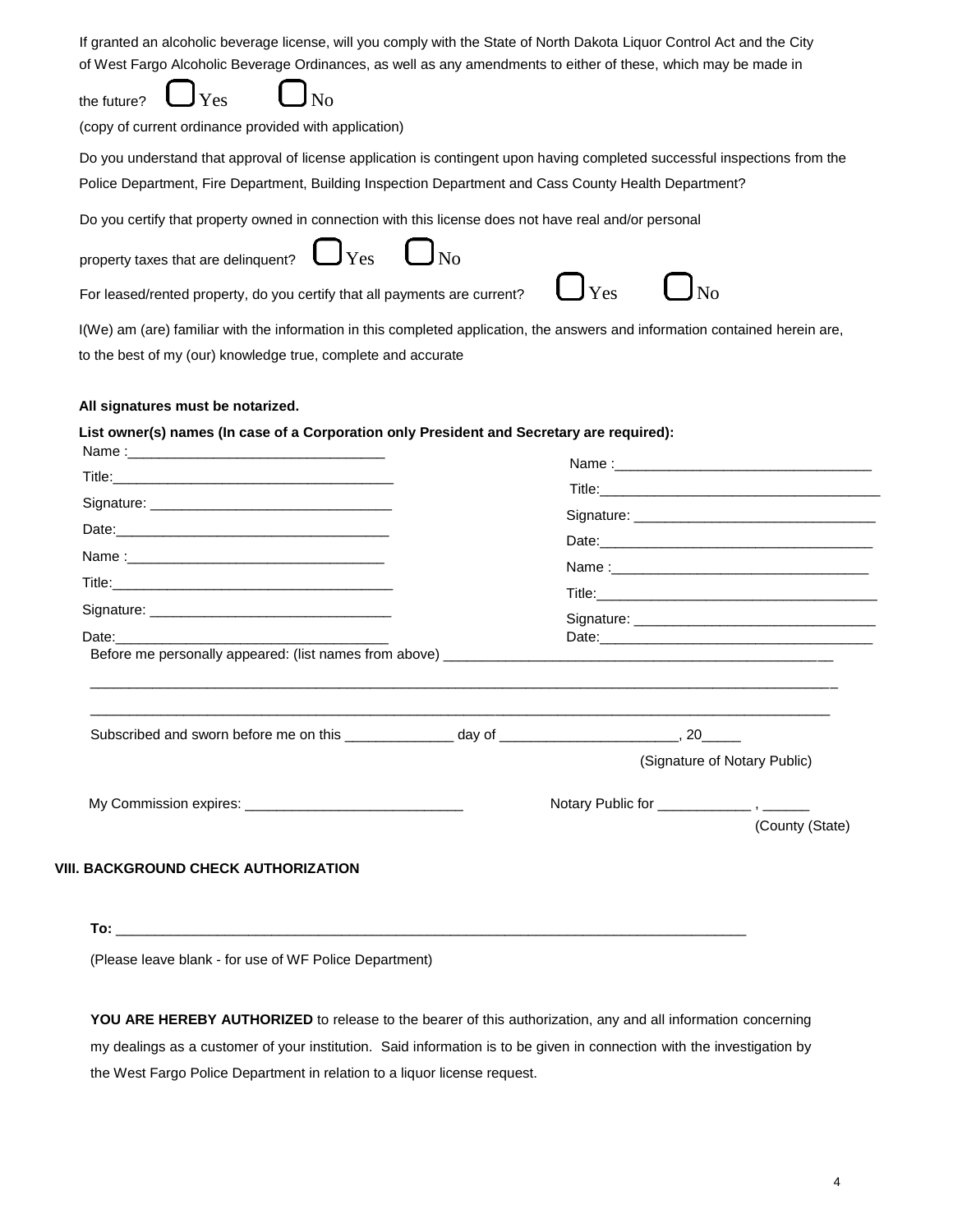If granted an alcoholic beverage license, will you comply with the State of North Dakota Liquor Control Act and the City of West Fargo Alcoholic Beverage Ordinances, as well as any amendments to either of these, which may be made in the future? ☐ Yes ☐ No

(copy of current ordinance provided with application)

Do you understand that approval of license application is contingent upon having completed successful inspections from the Police Department, Fire Department, Building Inspection Department and Cass County Health Department?

Do you certify that property owned in connection with this license does not have real and/or personal property taxes that are delinquent? ☐ Yes ☐ No

For leased/rented property, do you certify that all payments are current? ☐ Yes ☐ No

I(We) am (are) familiar with the information in this completed application, the answers and information contained herein are, to the best of my (our) knowledge true, complete and accurate

**All signatures must be notarized.**

**List owner(s) names (In case of a Corporation only President and Secretary are required):**

Name :_________________________________

Title:____________________________________

Signature: _______________________________

Date:___________________________________

Name :_________________________________

Title:____________________________________

Signature: _______________________________

Date:___________________________________

Name :_________________________________

Title:____________________________________

Signature: _______________________________

Date:___________________________________

Name :_________________________________

Title:____________________________________

Signature: _______________________________

Date:___________________________________

Before me personally appeared: (list names from above) ____________________________________________________

_____________________________________________________________________________________________

_____________________________________________________________________________________________

Subscribed and sworn before me on this ______________ day of _______________________, 20_____

(Signature of Notary Public)

My Commission expires: ____________________________

Notary Public for ____________ , ______
(County (State)

## VIII. BACKGROUND CHECK AUTHORIZATION

**To:** _________________________________________________________________________________

(Please leave blank - for use of WF Police Department)

**YOU ARE HEREBY AUTHORIZED** to release to the bearer of this authorization, any and all information concerning my dealings as a customer of your institution. Said information is to be given in connection with the investigation by the West Fargo Police Department in relation to a liquor license request.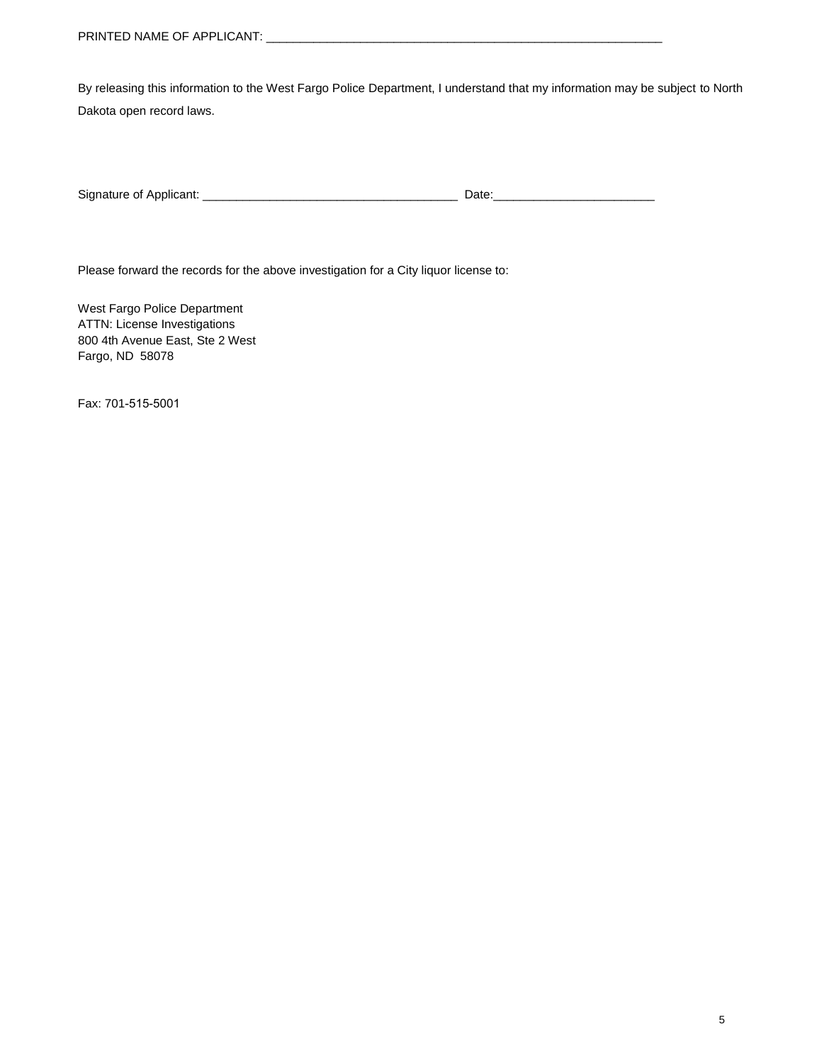PRINTED NAME OF APPLICANT: ____________________________________________________________

By releasing this information to the West Fargo Police Department, I understand that my information may be subject to North Dakota open record laws.

Signature of Applicant: ______________________________________ Date:________________________

Please forward the records for the above investigation for a City liquor license to:

West Fargo Police Department
ATTN: License Investigations
800 4th Avenue East, Ste 2 West
Fargo, ND 58078

Fax: 701-515-5001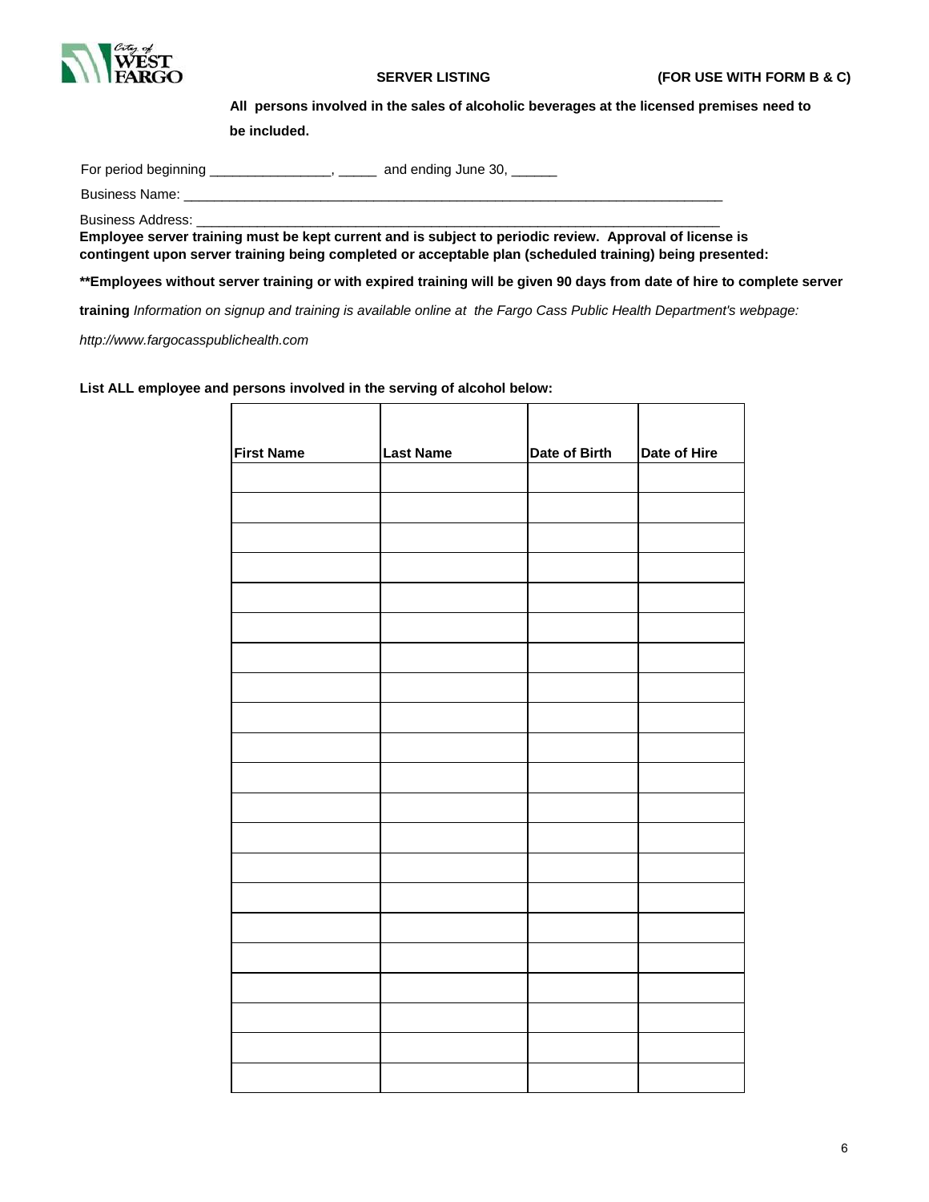**SERVER LISTING** **(FOR USE WITH FORM B & C)**

**All persons involved in the sales of alcoholic beverages at the licensed premises need to be included.**

For period beginning ________________, _____ and ending June 30, ______

Business Name: ___________________________________________________________________________

Business Address: ________________________________________________________________________

**Employee server training must be kept current and is subject to periodic review. Approval of license is contingent upon server training being completed or acceptable plan (scheduled training) being presented:**

**\*\*Employees without server training or with expired training will be given 90 days from date of hire to complete server training** *Information on signup and training is available online at the Fargo Cass Public Health Department's webpage: http://www.fargocasspublichealth.com*

**List ALL employee and persons involved in the serving of alcohol below:**

| First Name | Last Name | Date of Birth | Date of Hire |
|---|---|---|---|
| | | | |
| | | | |
| | | | |
| | | | |
| | | | |
| | | | |
| | | | |
| | | | |
| | | | |
| | | | |
| | | | |
| | | | |
| | | | |
| | | | |
| | | | |
| | | | |
| | | | |
| | | | |
| | | | |
| | | | |
| | | | |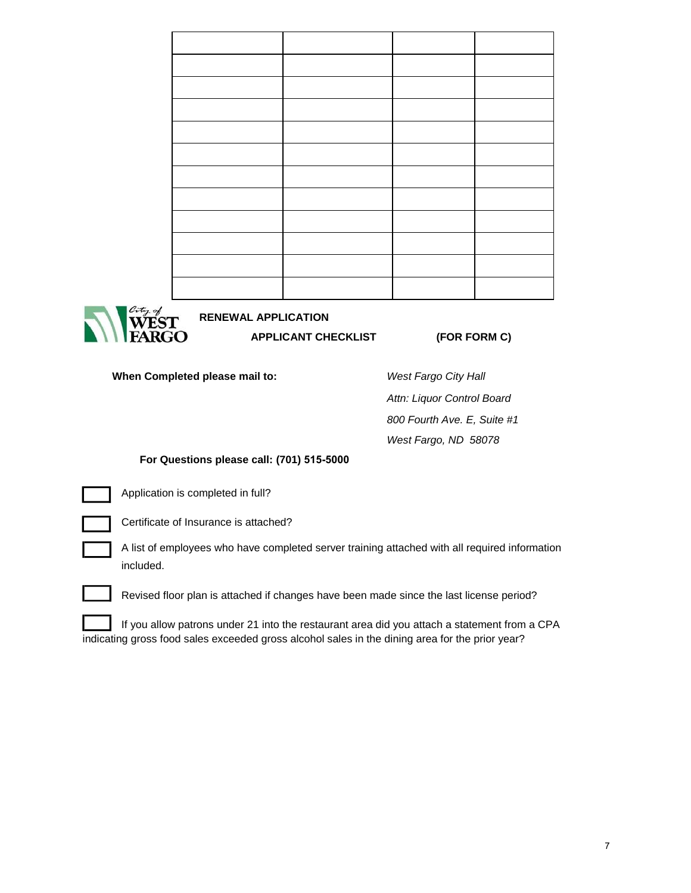| | | | |
|---|---|---|---|
| | | | |
| | | | |
| | | | |
| | | | |
| | | | |
| | | | |
| | | | |
| | | | |
| | | | |
| | | | |
| | | | |

**RENEWAL APPLICATION**

**APPLICANT CHECKLIST** **(FOR FORM C)**

**When Completed please mail to:**

*West Fargo City Hall*
*Attn: Liquor Control Board*
*800 Fourth Ave. E, Suite #1*
*West Fargo, ND 58078*

**For Questions please call: (701) 515-5000**

- ☐ Application is completed in full?
- ☐ Certificate of Insurance is attached?
- ☐ A list of employees who have completed server training attached with all required information included.
- ☐ Revised floor plan is attached if changes have been made since the last license period?
- ☐ If you allow patrons under 21 into the restaurant area did you attach a statement from a CPA indicating gross food sales exceeded gross alcohol sales in the dining area for the prior year?